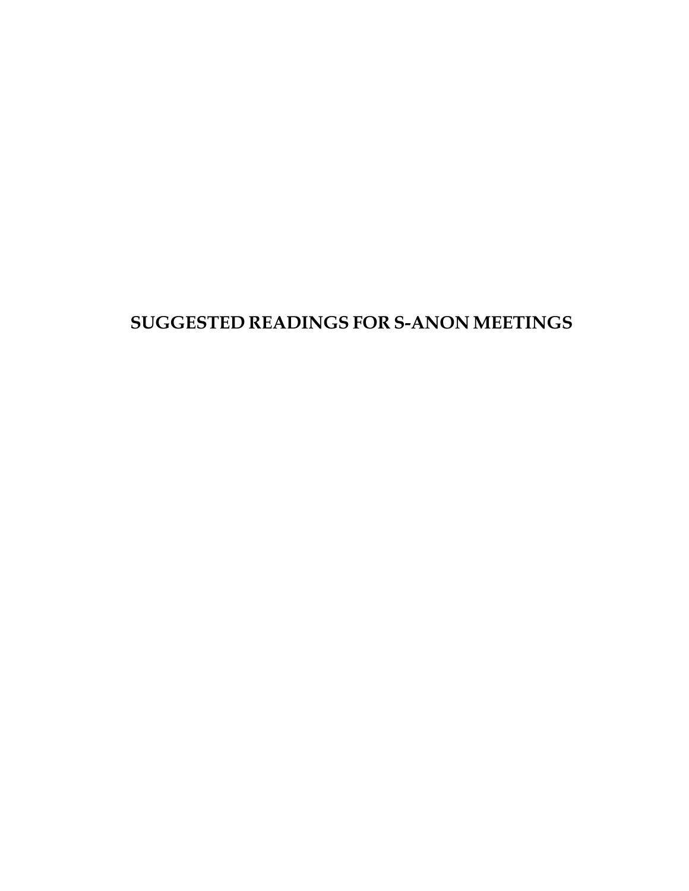# SUGGESTED READINGS FOR S-ANON MEETINGS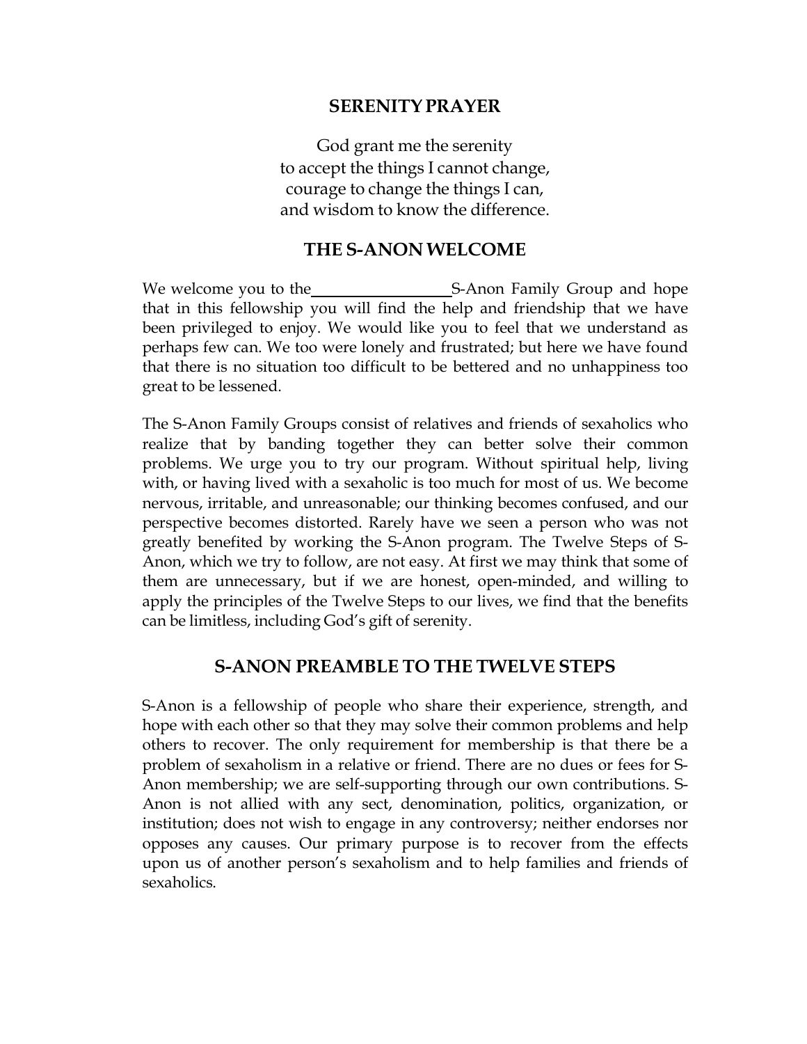## SERENITY PRAYER

God grant me the serenity
to accept the things I cannot change,
courage to change the things I can,
and wisdom to know the difference.

## THE S-ANON WELCOME

We welcome you to the ________________ S-Anon Family Group and hope that in this fellowship you will find the help and friendship that we have been privileged to enjoy. We would like you to feel that we understand as perhaps few can. We too were lonely and frustrated; but here we have found that there is no situation too difficult to be bettered and no unhappiness too great to be lessened.

The S-Anon Family Groups consist of relatives and friends of sexaholics who realize that by banding together they can better solve their common problems. We urge you to try our program. Without spiritual help, living with, or having lived with a sexaholic is too much for most of us. We become nervous, irritable, and unreasonable; our thinking becomes confused, and our perspective becomes distorted. Rarely have we seen a person who was not greatly benefited by working the S-Anon program. The Twelve Steps of S-Anon, which we try to follow, are not easy. At first we may think that some of them are unnecessary, but if we are honest, open-minded, and willing to apply the principles of the Twelve Steps to our lives, we find that the benefits can be limitless, including God's gift of serenity.

## S-ANON PREAMBLE TO THE TWELVE STEPS

S-Anon is a fellowship of people who share their experience, strength, and hope with each other so that they may solve their common problems and help others to recover. The only requirement for membership is that there be a problem of sexaholism in a relative or friend. There are no dues or fees for S-Anon membership; we are self-supporting through our own contributions. S-Anon is not allied with any sect, denomination, politics, organization, or institution; does not wish to engage in any controversy; neither endorses nor opposes any causes. Our primary purpose is to recover from the effects upon us of another person's sexaholism and to help families and friends of sexaholics.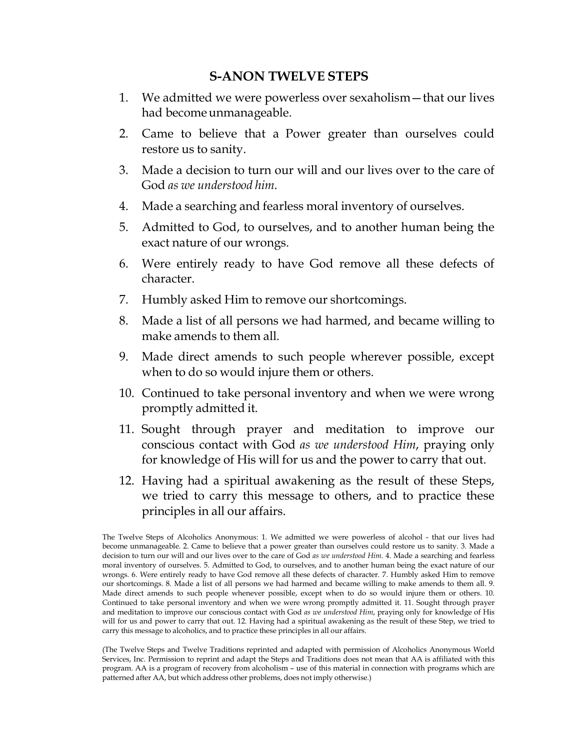## S-ANON TWELVE STEPS

1. We admitted we were powerless over sexaholism—that our lives had become unmanageable.
2. Came to believe that a Power greater than ourselves could restore us to sanity.
3. Made a decision to turn our will and our lives over to the care of God *as we understood him*.
4. Made a searching and fearless moral inventory of ourselves.
5. Admitted to God, to ourselves, and to another human being the exact nature of our wrongs.
6. Were entirely ready to have God remove all these defects of character.
7. Humbly asked Him to remove our shortcomings.
8. Made a list of all persons we had harmed, and became willing to make amends to them all.
9. Made direct amends to such people wherever possible, except when to do so would injure them or others.
10. Continued to take personal inventory and when we were wrong promptly admitted it.
11. Sought through prayer and meditation to improve our conscious contact with God *as we understood Him*, praying only for knowledge of His will for us and the power to carry that out.
12. Having had a spiritual awakening as the result of these Steps, we tried to carry this message to others, and to practice these principles in all our affairs.

The Twelve Steps of Alcoholics Anonymous: 1. We admitted we were powerless of alcohol - that our lives had become unmanageable. 2. Came to believe that a power greater than ourselves could restore us to sanity. 3. Made a decision to turn our will and our lives over to the care of God *as we understood Him*. 4. Made a searching and fearless moral inventory of ourselves. 5. Admitted to God, to ourselves, and to another human being the exact nature of our wrongs. 6. Were entirely ready to have God remove all these defects of character. 7. Humbly asked Him to remove our shortcomings. 8. Made a list of all persons we had harmed and became willing to make amends to them all. 9. Made direct amends to such people wherever possible, except when to do so would injure them or others. 10. Continued to take personal inventory and when we were wrong promptly admitted it. 11. Sought through prayer and meditation to improve our conscious contact with God *as we understood Him*, praying only for knowledge of His will for us and power to carry that out. 12. Having had a spiritual awakening as the result of these Step, we tried to carry this message to alcoholics, and to practice these principles in all our affairs.

(The Twelve Steps and Twelve Traditions reprinted and adapted with permission of Alcoholics Anonymous World Services, Inc. Permission to reprint and adapt the Steps and Traditions does not mean that AA is affiliated with this program. AA is a program of recovery from alcoholism – use of this material in connection with programs which are patterned after AA, but which address other problems, does not imply otherwise.)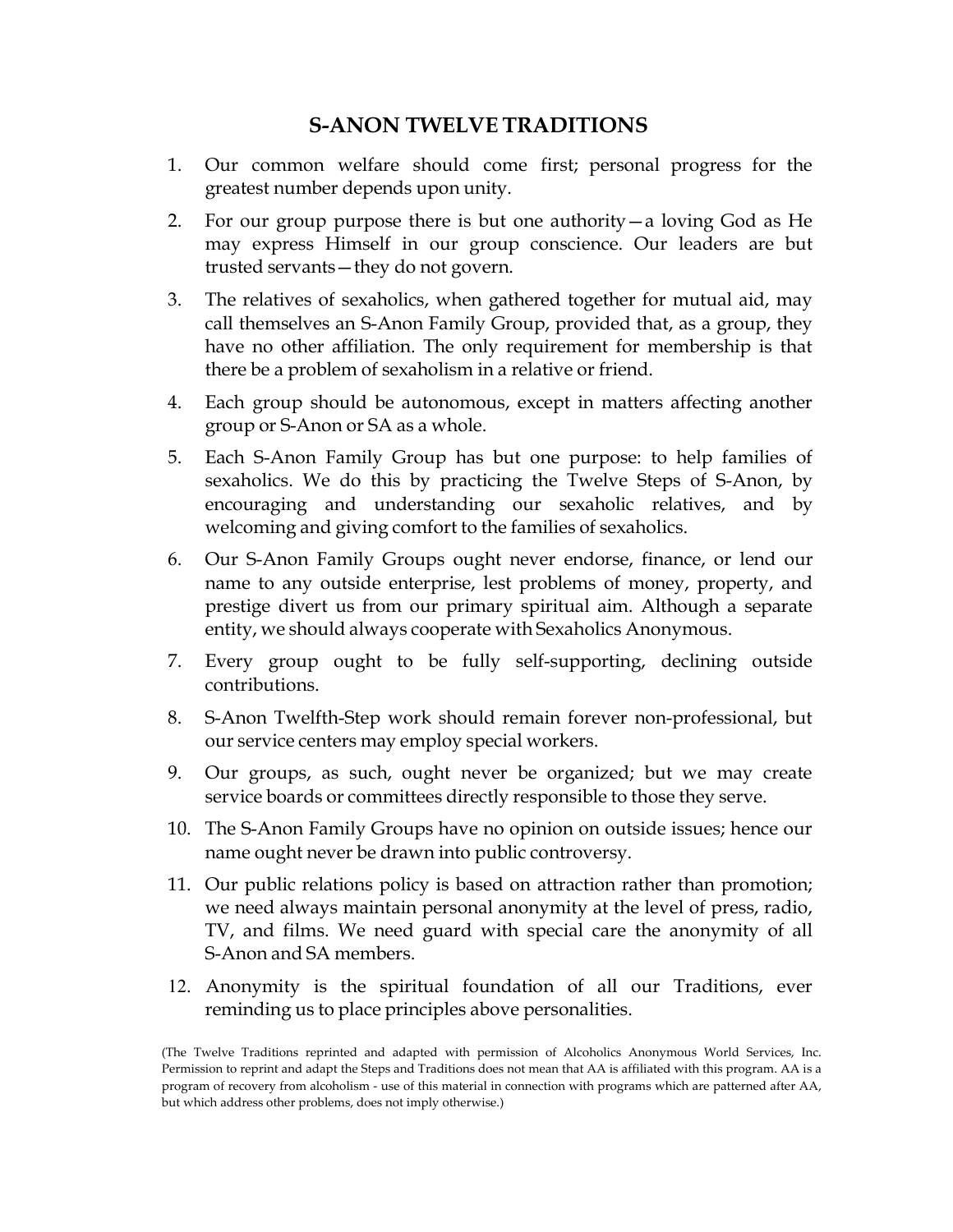## S-ANON TWELVE TRADITIONS

1. Our common welfare should come first; personal progress for the greatest number depends upon unity.
2. For our group purpose there is but one authority—a loving God as He may express Himself in our group conscience. Our leaders are but trusted servants—they do not govern.
3. The relatives of sexaholics, when gathered together for mutual aid, may call themselves an S-Anon Family Group, provided that, as a group, they have no other affiliation. The only requirement for membership is that there be a problem of sexaholism in a relative or friend.
4. Each group should be autonomous, except in matters affecting another group or S-Anon or SA as a whole.
5. Each S-Anon Family Group has but one purpose: to help families of sexaholics. We do this by practicing the Twelve Steps of S-Anon, by encouraging and understanding our sexaholic relatives, and by welcoming and giving comfort to the families of sexaholics.
6. Our S-Anon Family Groups ought never endorse, finance, or lend our name to any outside enterprise, lest problems of money, property, and prestige divert us from our primary spiritual aim. Although a separate entity, we should always cooperate with Sexaholics Anonymous.
7. Every group ought to be fully self-supporting, declining outside contributions.
8. S-Anon Twelfth-Step work should remain forever non-professional, but our service centers may employ special workers.
9. Our groups, as such, ought never be organized; but we may create service boards or committees directly responsible to those they serve.
10. The S-Anon Family Groups have no opinion on outside issues; hence our name ought never be drawn into public controversy.
11. Our public relations policy is based on attraction rather than promotion; we need always maintain personal anonymity at the level of press, radio, TV, and films. We need guard with special care the anonymity of all S-Anon and SA members.
12. Anonymity is the spiritual foundation of all our Traditions, ever reminding us to place principles above personalities.

(The Twelve Traditions reprinted and adapted with permission of Alcoholics Anonymous World Services, Inc. Permission to reprint and adapt the Steps and Traditions does not mean that AA is affiliated with this program. AA is a program of recovery from alcoholism - use of this material in connection with programs which are patterned after AA, but which address other problems, does not imply otherwise.)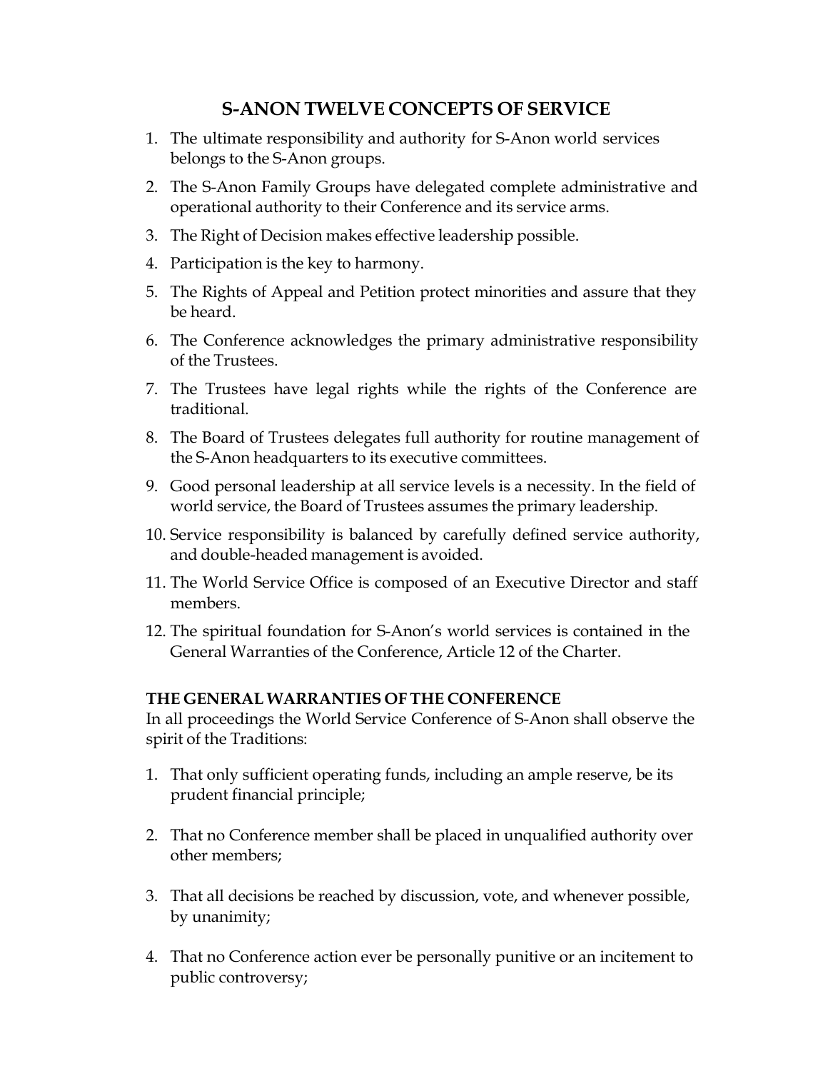## S-ANON TWELVE CONCEPTS OF SERVICE

1. The ultimate responsibility and authority for S-Anon world services belongs to the S-Anon groups.
2. The S-Anon Family Groups have delegated complete administrative and operational authority to their Conference and its service arms.
3. The Right of Decision makes effective leadership possible.
4. Participation is the key to harmony.
5. The Rights of Appeal and Petition protect minorities and assure that they be heard.
6. The Conference acknowledges the primary administrative responsibility of the Trustees.
7. The Trustees have legal rights while the rights of the Conference are traditional.
8. The Board of Trustees delegates full authority for routine management of the S-Anon headquarters to its executive committees.
9. Good personal leadership at all service levels is a necessity. In the field of world service, the Board of Trustees assumes the primary leadership.
10. Service responsibility is balanced by carefully defined service authority, and double-headed management is avoided.
11. The World Service Office is composed of an Executive Director and staff members.
12. The spiritual foundation for S-Anon's world services is contained in the General Warranties of the Conference, Article 12 of the Charter.

**THE GENERAL WARRANTIES OF THE CONFERENCE**

In all proceedings the World Service Conference of S-Anon shall observe the spirit of the Traditions:

1. That only sufficient operating funds, including an ample reserve, be its prudent financial principle;
2. That no Conference member shall be placed in unqualified authority over other members;
3. That all decisions be reached by discussion, vote, and whenever possible, by unanimity;
4. That no Conference action ever be personally punitive or an incitement to public controversy;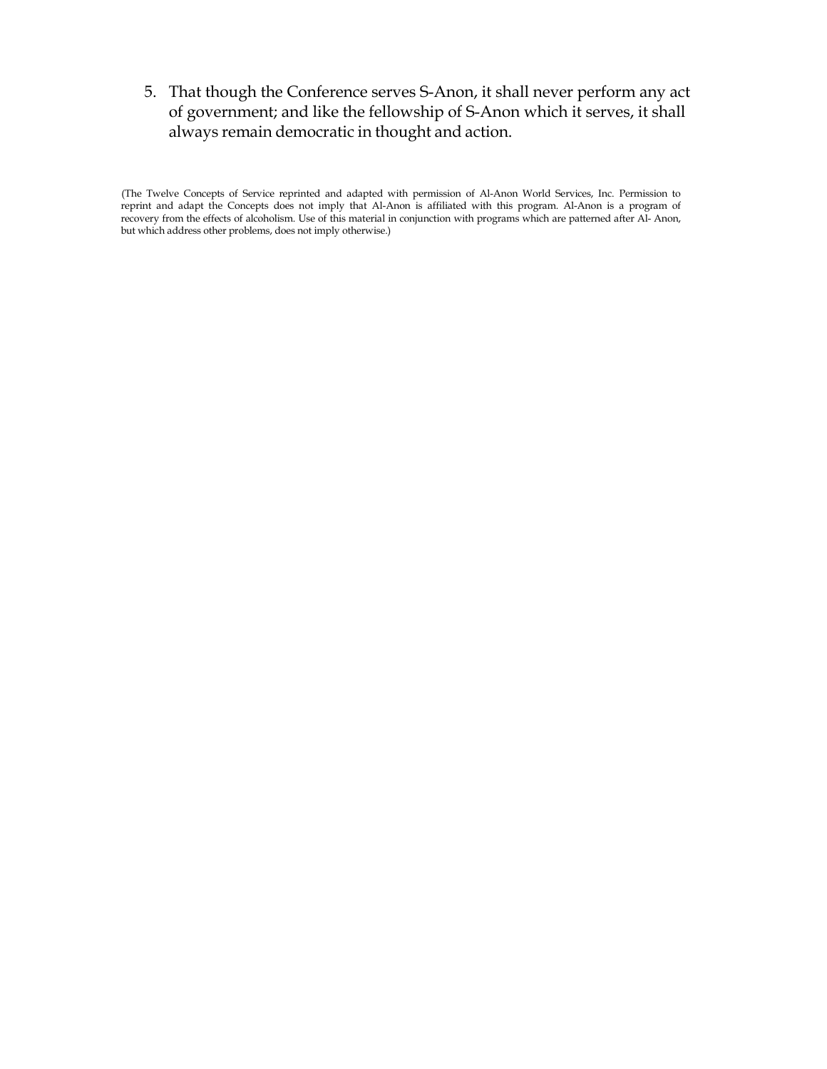5. That though the Conference serves S-Anon, it shall never perform any act of government; and like the fellowship of S-Anon which it serves, it shall always remain democratic in thought and action.

(The Twelve Concepts of Service reprinted and adapted with permission of Al-Anon World Services, Inc. Permission to reprint and adapt the Concepts does not imply that Al-Anon is affiliated with this program. Al-Anon is a program of recovery from the effects of alcoholism. Use of this material in conjunction with programs which are patterned after Al- Anon, but which address other problems, does not imply otherwise.)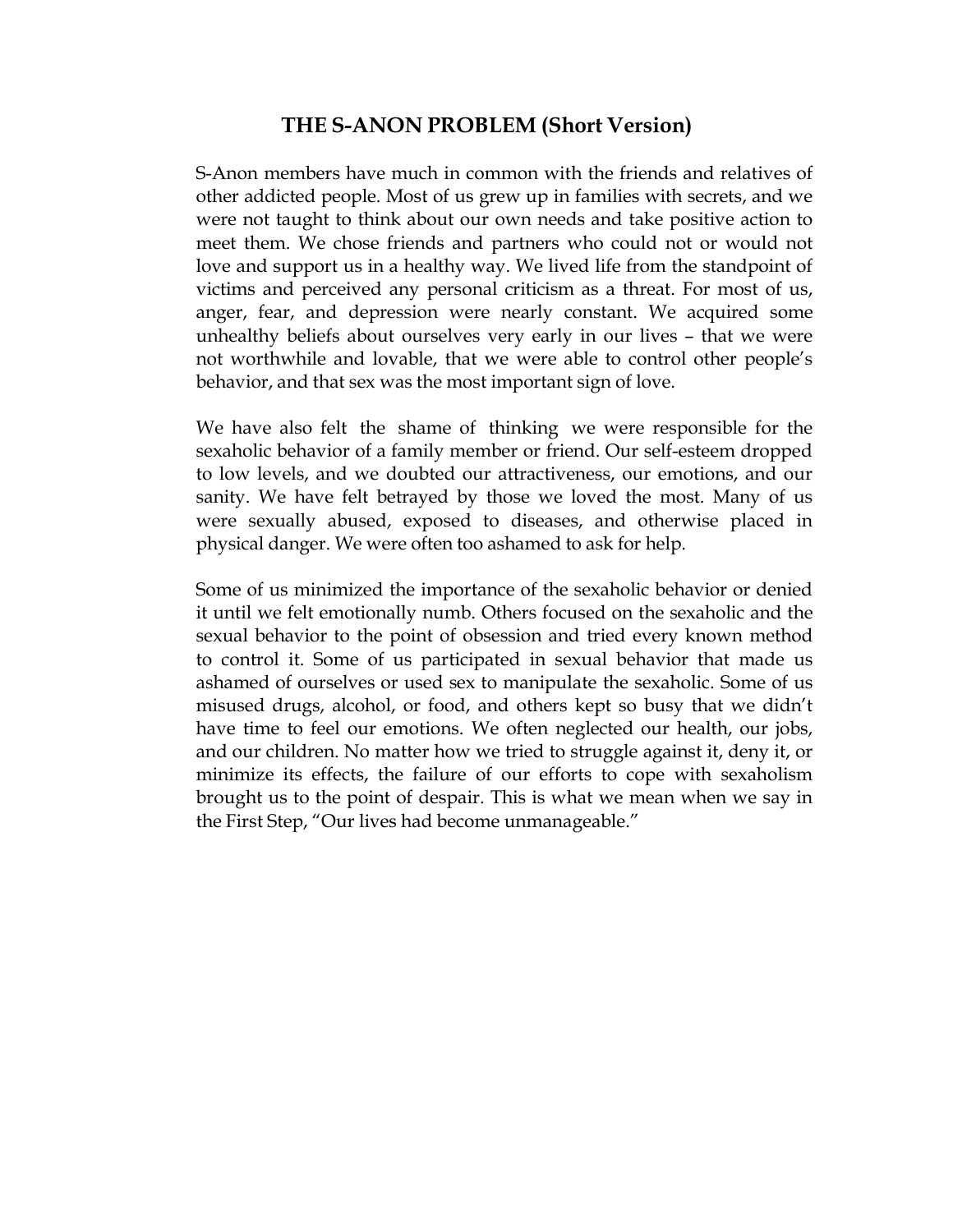# THE S-ANON PROBLEM (Short Version)

S-Anon members have much in common with the friends and relatives of other addicted people. Most of us grew up in families with secrets, and we were not taught to think about our own needs and take positive action to meet them. We chose friends and partners who could not or would not love and support us in a healthy way. We lived life from the standpoint of victims and perceived any personal criticism as a threat. For most of us, anger, fear, and depression were nearly constant. We acquired some unhealthy beliefs about ourselves very early in our lives – that we were not worthwhile and lovable, that we were able to control other people's behavior, and that sex was the most important sign of love.

We have also felt the shame of thinking we were responsible for the sexaholic behavior of a family member or friend. Our self-esteem dropped to low levels, and we doubted our attractiveness, our emotions, and our sanity. We have felt betrayed by those we loved the most. Many of us were sexually abused, exposed to diseases, and otherwise placed in physical danger. We were often too ashamed to ask for help.

Some of us minimized the importance of the sexaholic behavior or denied it until we felt emotionally numb. Others focused on the sexaholic and the sexual behavior to the point of obsession and tried every known method to control it. Some of us participated in sexual behavior that made us ashamed of ourselves or used sex to manipulate the sexaholic. Some of us misused drugs, alcohol, or food, and others kept so busy that we didn't have time to feel our emotions. We often neglected our health, our jobs, and our children. No matter how we tried to struggle against it, deny it, or minimize its effects, the failure of our efforts to cope with sexaholism brought us to the point of despair. This is what we mean when we say in the First Step, "Our lives had become unmanageable."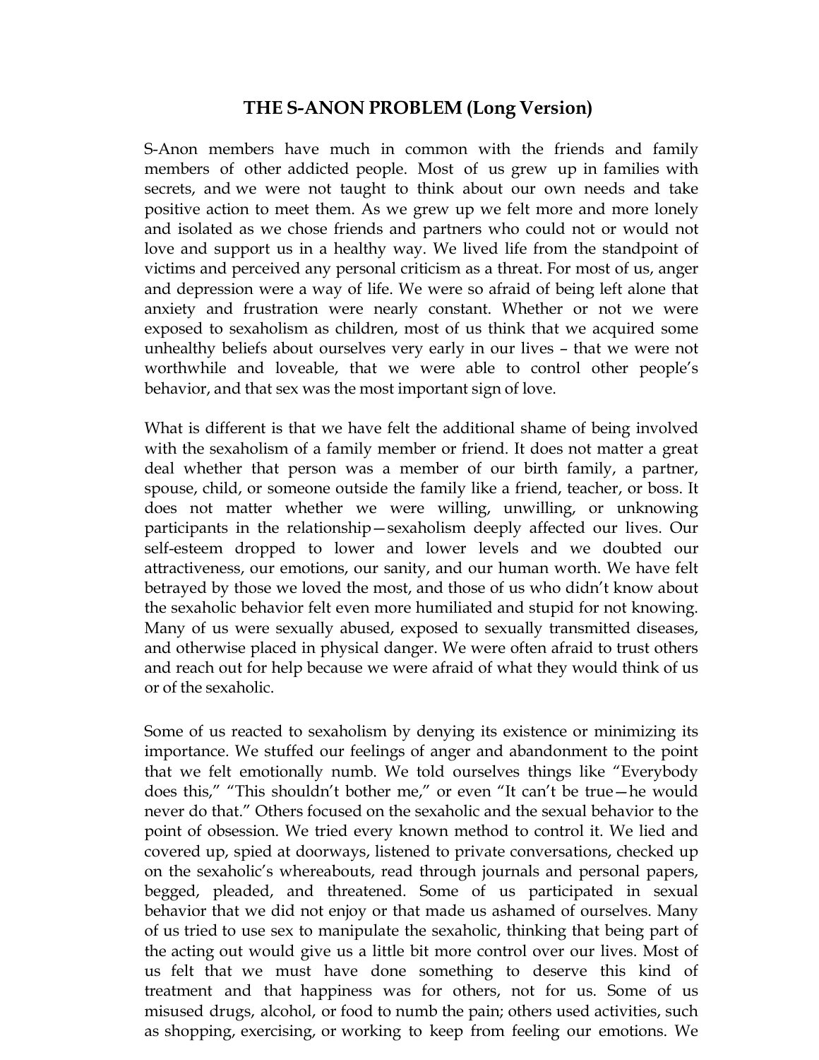# THE S-ANON PROBLEM (Long Version)

S-Anon members have much in common with the friends and family members of other addicted people. Most of us grew up in families with secrets, and we were not taught to think about our own needs and take positive action to meet them. As we grew up we felt more and more lonely and isolated as we chose friends and partners who could not or would not love and support us in a healthy way. We lived life from the standpoint of victims and perceived any personal criticism as a threat. For most of us, anger and depression were a way of life. We were so afraid of being left alone that anxiety and frustration were nearly constant. Whether or not we were exposed to sexaholism as children, most of us think that we acquired some unhealthy beliefs about ourselves very early in our lives – that we were not worthwhile and loveable, that we were able to control other people's behavior, and that sex was the most important sign of love.

What is different is that we have felt the additional shame of being involved with the sexaholism of a family member or friend. It does not matter a great deal whether that person was a member of our birth family, a partner, spouse, child, or someone outside the family like a friend, teacher, or boss. It does not matter whether we were willing, unwilling, or unknowing participants in the relationship—sexaholism deeply affected our lives. Our self-esteem dropped to lower and lower levels and we doubted our attractiveness, our emotions, our sanity, and our human worth. We have felt betrayed by those we loved the most, and those of us who didn't know about the sexaholic behavior felt even more humiliated and stupid for not knowing. Many of us were sexually abused, exposed to sexually transmitted diseases, and otherwise placed in physical danger. We were often afraid to trust others and reach out for help because we were afraid of what they would think of us or of the sexaholic.

Some of us reacted to sexaholism by denying its existence or minimizing its importance. We stuffed our feelings of anger and abandonment to the point that we felt emotionally numb. We told ourselves things like "Everybody does this," "This shouldn't bother me," or even "It can't be true—he would never do that." Others focused on the sexaholic and the sexual behavior to the point of obsession. We tried every known method to control it. We lied and covered up, spied at doorways, listened to private conversations, checked up on the sexaholic's whereabouts, read through journals and personal papers, begged, pleaded, and threatened. Some of us participated in sexual behavior that we did not enjoy or that made us ashamed of ourselves. Many of us tried to use sex to manipulate the sexaholic, thinking that being part of the acting out would give us a little bit more control over our lives. Most of us felt that we must have done something to deserve this kind of treatment and that happiness was for others, not for us. Some of us misused drugs, alcohol, or food to numb the pain; others used activities, such as shopping, exercising, or working to keep from feeling our emotions. We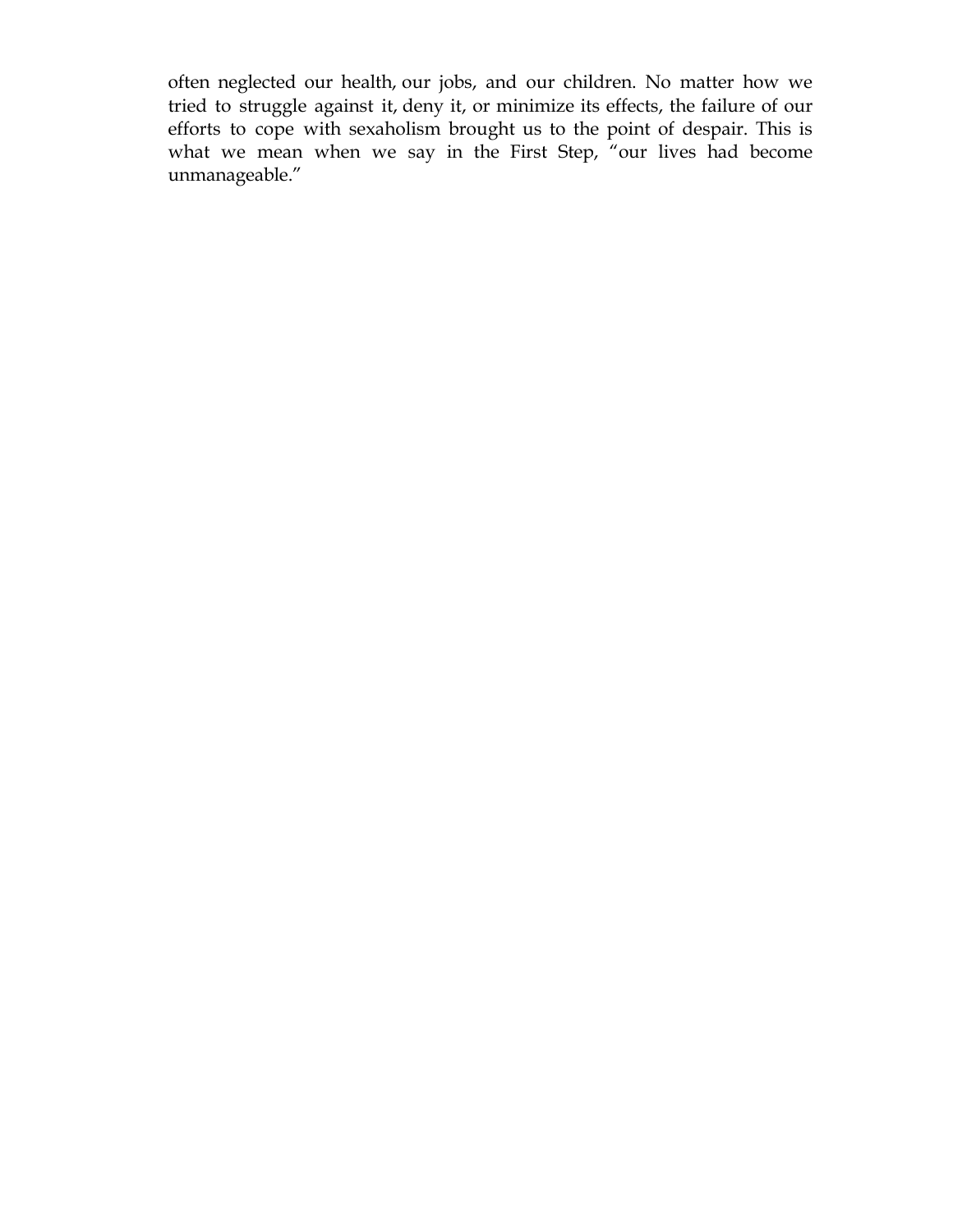often neglected our health, our jobs, and our children. No matter how we tried to struggle against it, deny it, or minimize its effects, the failure of our efforts to cope with sexaholism brought us to the point of despair. This is what we mean when we say in the First Step, "our lives had become unmanageable."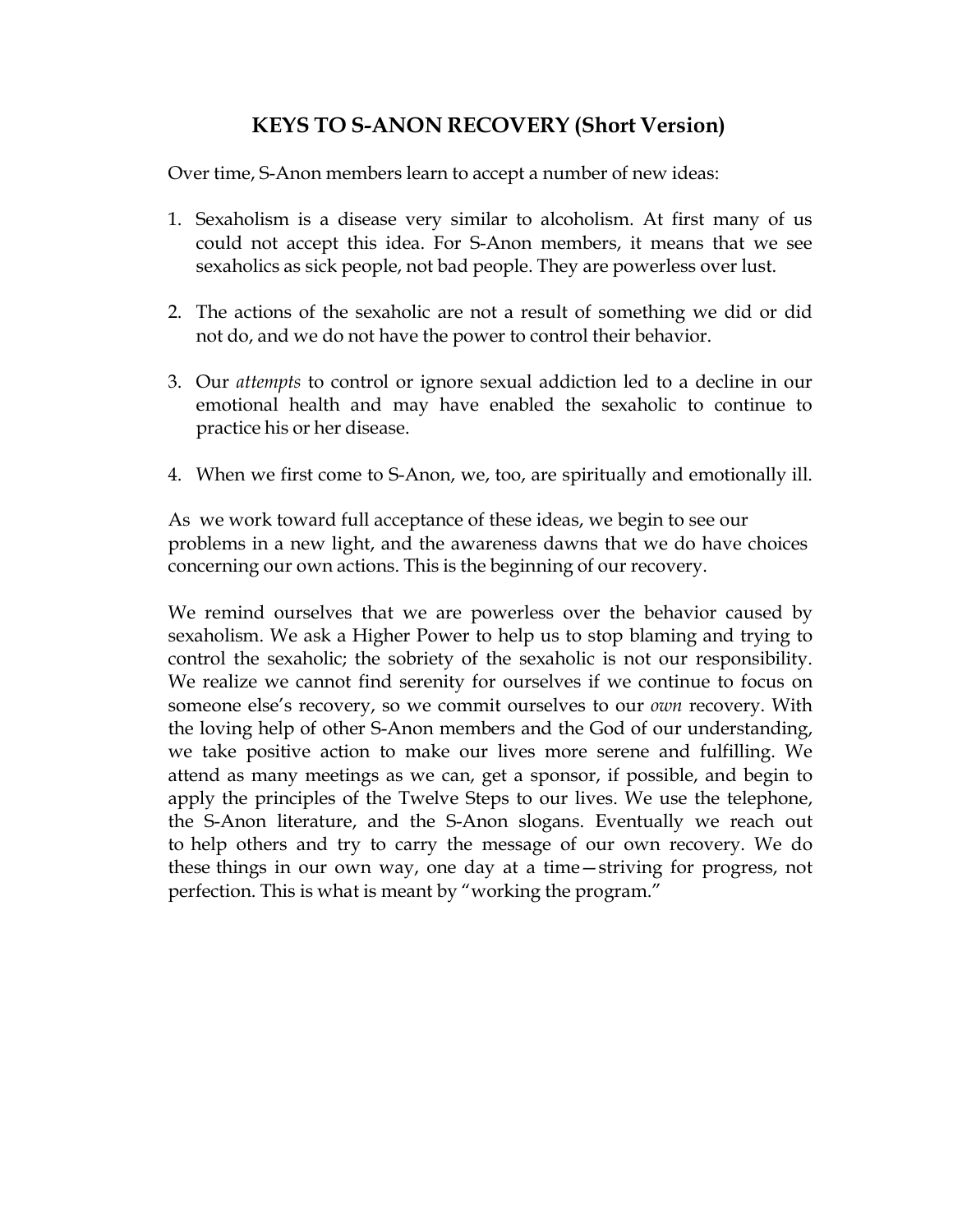# KEYS TO S-ANON RECOVERY (Short Version)

Over time, S-Anon members learn to accept a number of new ideas:

1. Sexaholism is a disease very similar to alcoholism. At first many of us could not accept this idea. For S-Anon members, it means that we see sexaholics as sick people, not bad people. They are powerless over lust.

2. The actions of the sexaholic are not a result of something we did or did not do, and we do not have the power to control their behavior.

3. Our *attempts* to control or ignore sexual addiction led to a decline in our emotional health and may have enabled the sexaholic to continue to practice his or her disease.

4. When we first come to S-Anon, we, too, are spiritually and emotionally ill.

As we work toward full acceptance of these ideas, we begin to see our problems in a new light, and the awareness dawns that we do have choices concerning our own actions. This is the beginning of our recovery.

We remind ourselves that we are powerless over the behavior caused by sexaholism. We ask a Higher Power to help us to stop blaming and trying to control the sexaholic; the sobriety of the sexaholic is not our responsibility. We realize we cannot find serenity for ourselves if we continue to focus on someone else's recovery, so we commit ourselves to our *own* recovery. With the loving help of other S-Anon members and the God of our understanding, we take positive action to make our lives more serene and fulfilling. We attend as many meetings as we can, get a sponsor, if possible, and begin to apply the principles of the Twelve Steps to our lives. We use the telephone, the S-Anon literature, and the S-Anon slogans. Eventually we reach out to help others and try to carry the message of our own recovery. We do these things in our own way, one day at a time—striving for progress, not perfection. This is what is meant by "working the program."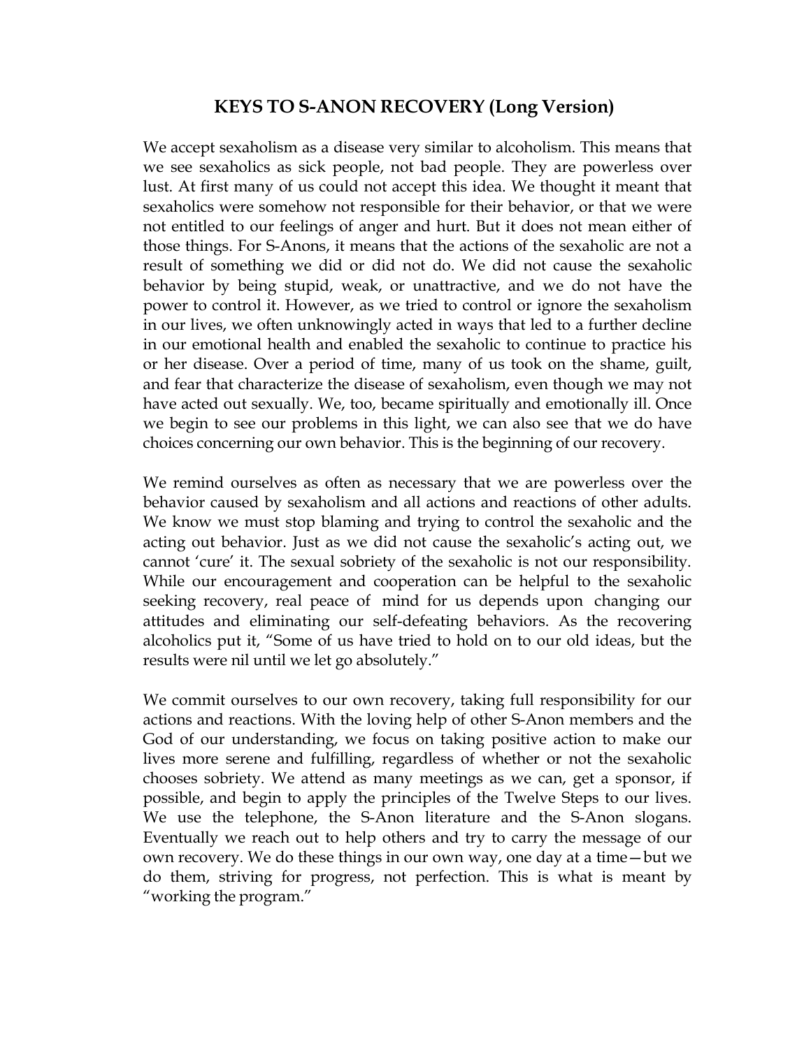# KEYS TO S-ANON RECOVERY (Long Version)

We accept sexaholism as a disease very similar to alcoholism. This means that we see sexaholics as sick people, not bad people. They are powerless over lust. At first many of us could not accept this idea. We thought it meant that sexaholics were somehow not responsible for their behavior, or that we were not entitled to our feelings of anger and hurt. But it does not mean either of those things. For S-Anons, it means that the actions of the sexaholic are not a result of something we did or did not do. We did not cause the sexaholic behavior by being stupid, weak, or unattractive, and we do not have the power to control it. However, as we tried to control or ignore the sexaholism in our lives, we often unknowingly acted in ways that led to a further decline in our emotional health and enabled the sexaholic to continue to practice his or her disease. Over a period of time, many of us took on the shame, guilt, and fear that characterize the disease of sexaholism, even though we may not have acted out sexually. We, too, became spiritually and emotionally ill. Once we begin to see our problems in this light, we can also see that we do have choices concerning our own behavior. This is the beginning of our recovery.

We remind ourselves as often as necessary that we are powerless over the behavior caused by sexaholism and all actions and reactions of other adults. We know we must stop blaming and trying to control the sexaholic and the acting out behavior. Just as we did not cause the sexaholic's acting out, we cannot 'cure' it. The sexual sobriety of the sexaholic is not our responsibility. While our encouragement and cooperation can be helpful to the sexaholic seeking recovery, real peace of mind for us depends upon changing our attitudes and eliminating our self-defeating behaviors. As the recovering alcoholics put it, "Some of us have tried to hold on to our old ideas, but the results were nil until we let go absolutely."

We commit ourselves to our own recovery, taking full responsibility for our actions and reactions. With the loving help of other S-Anon members and the God of our understanding, we focus on taking positive action to make our lives more serene and fulfilling, regardless of whether or not the sexaholic chooses sobriety. We attend as many meetings as we can, get a sponsor, if possible, and begin to apply the principles of the Twelve Steps to our lives. We use the telephone, the S-Anon literature and the S-Anon slogans. Eventually we reach out to help others and try to carry the message of our own recovery. We do these things in our own way, one day at a time—but we do them, striving for progress, not perfection. This is what is meant by "working the program."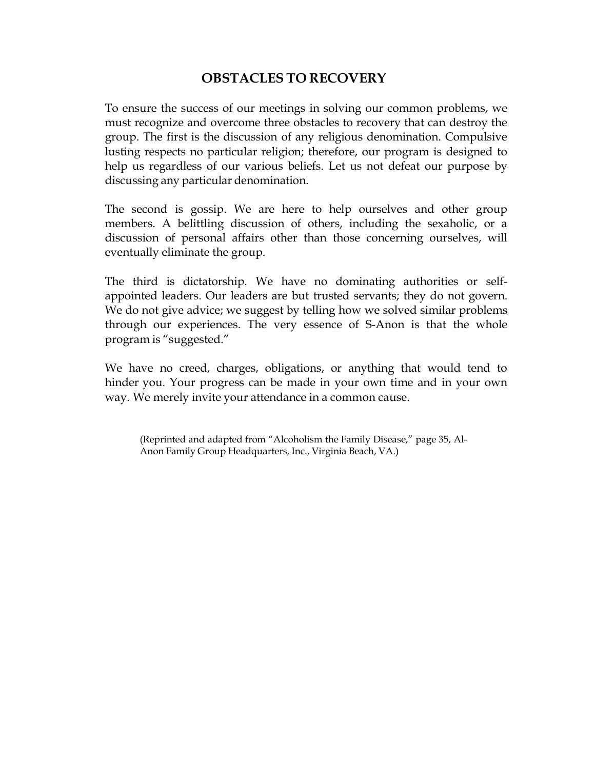## OBSTACLES TO RECOVERY

To ensure the success of our meetings in solving our common problems, we must recognize and overcome three obstacles to recovery that can destroy the group. The first is the discussion of any religious denomination. Compulsive lusting respects no particular religion; therefore, our program is designed to help us regardless of our various beliefs. Let us not defeat our purpose by discussing any particular denomination.

The second is gossip. We are here to help ourselves and other group members. A belittling discussion of others, including the sexaholic, or a discussion of personal affairs other than those concerning ourselves, will eventually eliminate the group.

The third is dictatorship. We have no dominating authorities or self-appointed leaders. Our leaders are but trusted servants; they do not govern. We do not give advice; we suggest by telling how we solved similar problems through our experiences. The very essence of S-Anon is that the whole program is "suggested."

We have no creed, charges, obligations, or anything that would tend to hinder you. Your progress can be made in your own time and in your own way. We merely invite your attendance in a common cause.

(Reprinted and adapted from "Alcoholism the Family Disease," page 35, Al-Anon Family Group Headquarters, Inc., Virginia Beach, VA.)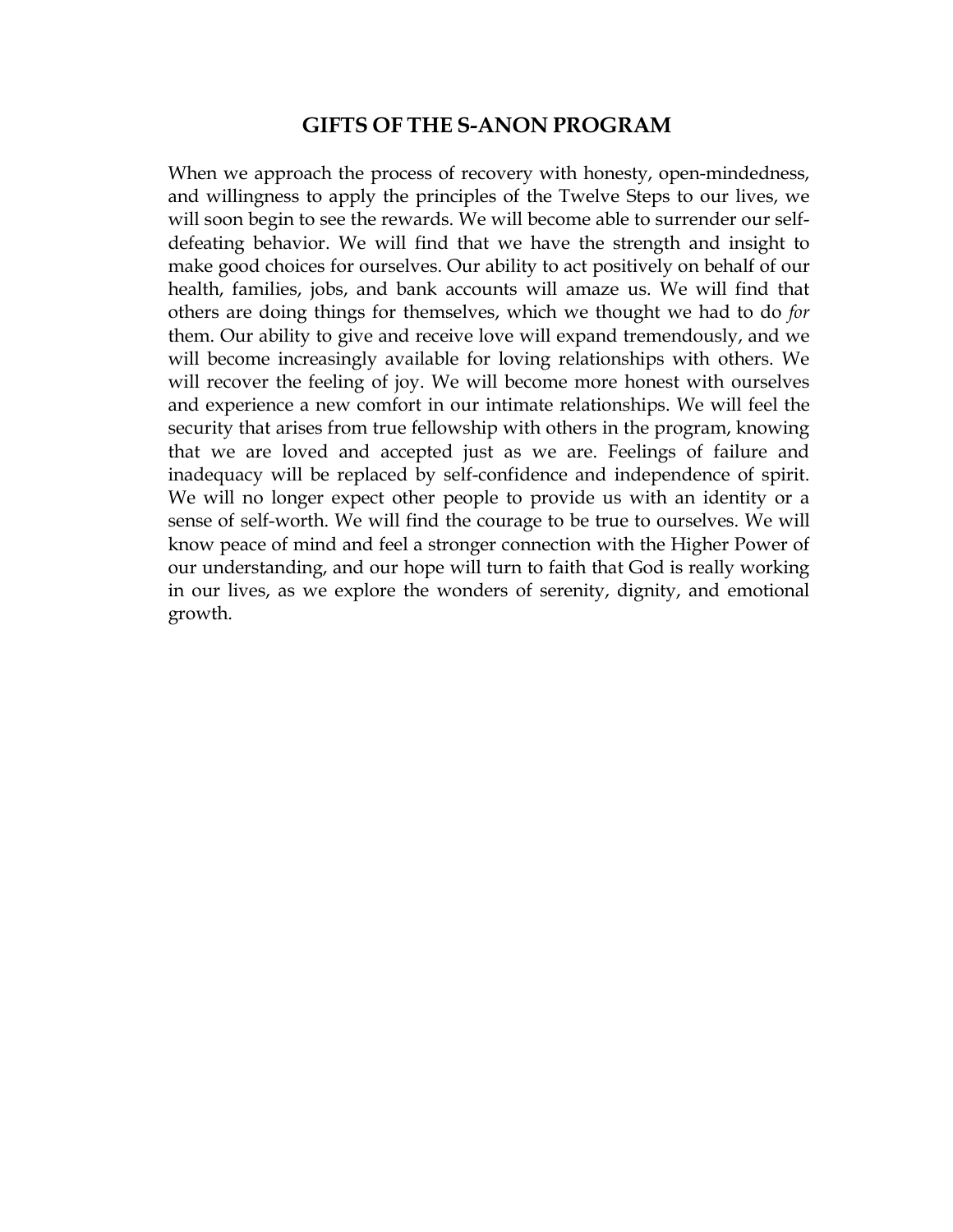## GIFTS OF THE S-ANON PROGRAM

When we approach the process of recovery with honesty, open-mindedness, and willingness to apply the principles of the Twelve Steps to our lives, we will soon begin to see the rewards. We will become able to surrender our self-defeating behavior. We will find that we have the strength and insight to make good choices for ourselves. Our ability to act positively on behalf of our health, families, jobs, and bank accounts will amaze us. We will find that others are doing things for themselves, which we thought we had to do *for* them. Our ability to give and receive love will expand tremendously, and we will become increasingly available for loving relationships with others. We will recover the feeling of joy. We will become more honest with ourselves and experience a new comfort in our intimate relationships. We will feel the security that arises from true fellowship with others in the program, knowing that we are loved and accepted just as we are. Feelings of failure and inadequacy will be replaced by self-confidence and independence of spirit. We will no longer expect other people to provide us with an identity or a sense of self-worth. We will find the courage to be true to ourselves. We will know peace of mind and feel a stronger connection with the Higher Power of our understanding, and our hope will turn to faith that God is really working in our lives, as we explore the wonders of serenity, dignity, and emotional growth.